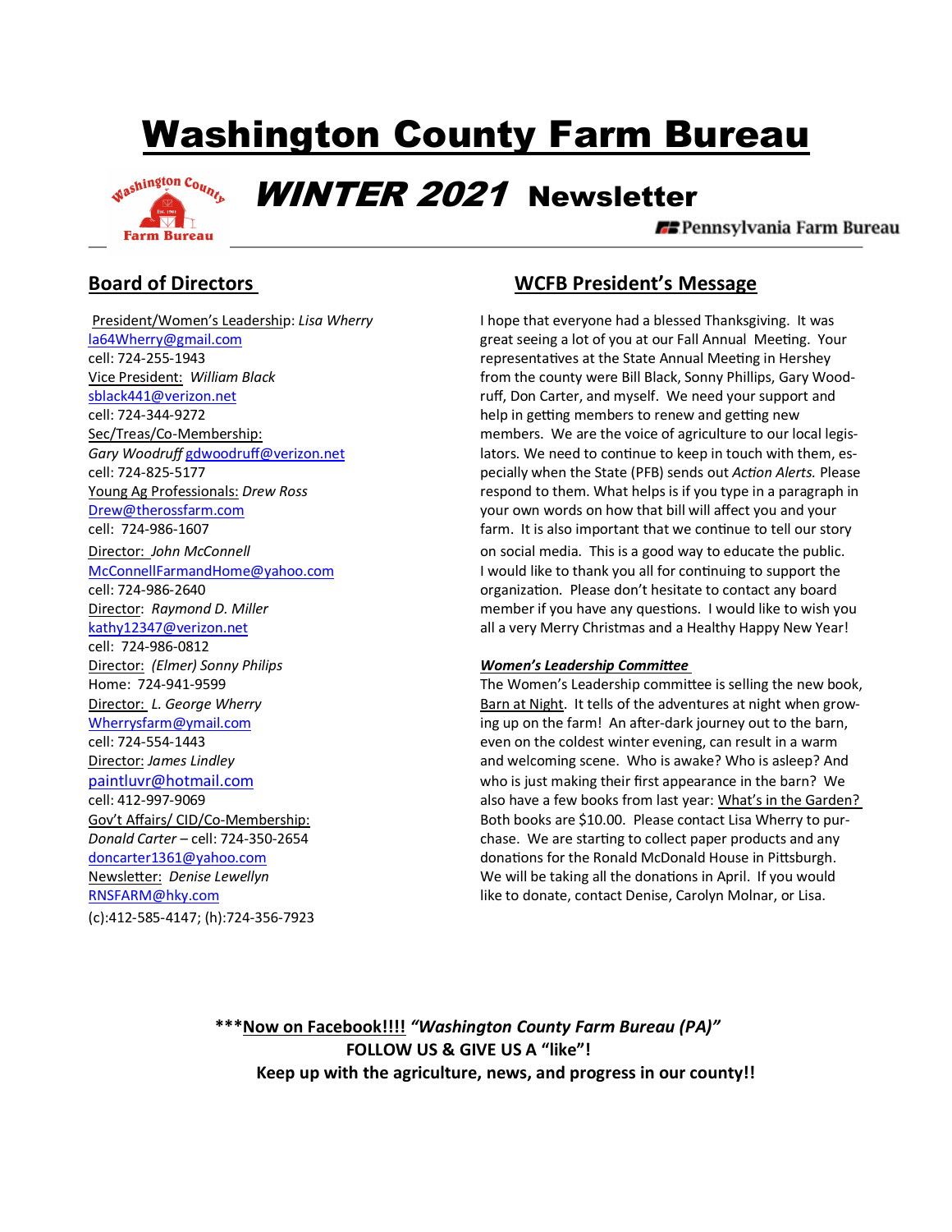# Washington County Farm Bureau

## *WINTER 2021* Newsletter

Pennsylvania Farm Bureau

## Board of Directors

President/Women's Leadership: *Lisa Wherry*
la64Wherry@gmail.com
cell: 724-255-1943

Vice President: *William Black*
sblack441@verizon.net
cell: 724-344-9272

Sec/Treas/Co-Membership:
*Gary Woodruff* gdwoodruff@verizon.net
cell: 724-825-5177

Young Ag Professionals: *Drew Ross*
Drew@therossfarm.com
cell: 724-986-1607

Director: *John McConnell*
McConnellFarmandHome@yahoo.com
cell: 724-986-2640

Director: *Raymond D. Miller*
kathy12347@verizon.net
cell: 724-986-0812

Director: *(Elmer) Sonny Philips*
Home: 724-941-9599

Director: *L. George Wherry*
Wherrysfarm@ymail.com
cell: 724-554-1443

Director: *James Lindley*
paintluvr@hotmail.com
cell: 412-997-9069

Gov't Affairs/ CID/Co-Membership:
*Donald Carter* – cell: 724-350-2654
doncarter1361@yahoo.com

Newsletter: *Denise Lewellyn*
RNSFARM@hky.com
(c):412-585-4147; (h):724-356-7923

## WCFB President's Message

I hope that everyone had a blessed Thanksgiving. It was great seeing a lot of you at our Fall Annual Meeting. Your representatives at the State Annual Meeting in Hershey from the county were Bill Black, Sonny Phillips, Gary Woodruff, Don Carter, and myself. We need your support and help in getting members to renew and getting new members. We are the voice of agriculture to our local legislators. We need to continue to keep in touch with them, especially when the State (PFB) sends out *Action Alerts.* Please respond to them. What helps is if you type in a paragraph in your own words on how that bill will affect you and your farm. It is also important that we continue to tell our story on social media. This is a good way to educate the public. I would like to thank you all for continuing to support the organization. Please don't hesitate to contact any board member if you have any questions. I would like to wish you all a very Merry Christmas and a Healthy Happy New Year!

***Women's Leadership Committee***

The Women's Leadership committee is selling the new book, Barn at Night. It tells of the adventures at night when growing up on the farm! An after-dark journey out to the barn, even on the coldest winter evening, can result in a warm and welcoming scene. Who is awake? Who is asleep? And who is just making their first appearance in the barn? We also have a few books from last year: What's in the Garden? Both books are $10.00. Please contact Lisa Wherry to purchase. We are starting to collect paper products and any donations for the Ronald McDonald House in Pittsburgh. We will be taking all the donations in April. If you would like to donate, contact Denise, Carolyn Molnar, or Lisa.

**\*\*\*Now on Facebook!!!! *"Washington County Farm Bureau (PA)"***
**FOLLOW US & GIVE US A "like"!**
**Keep up with the agriculture, news, and progress in our county!!**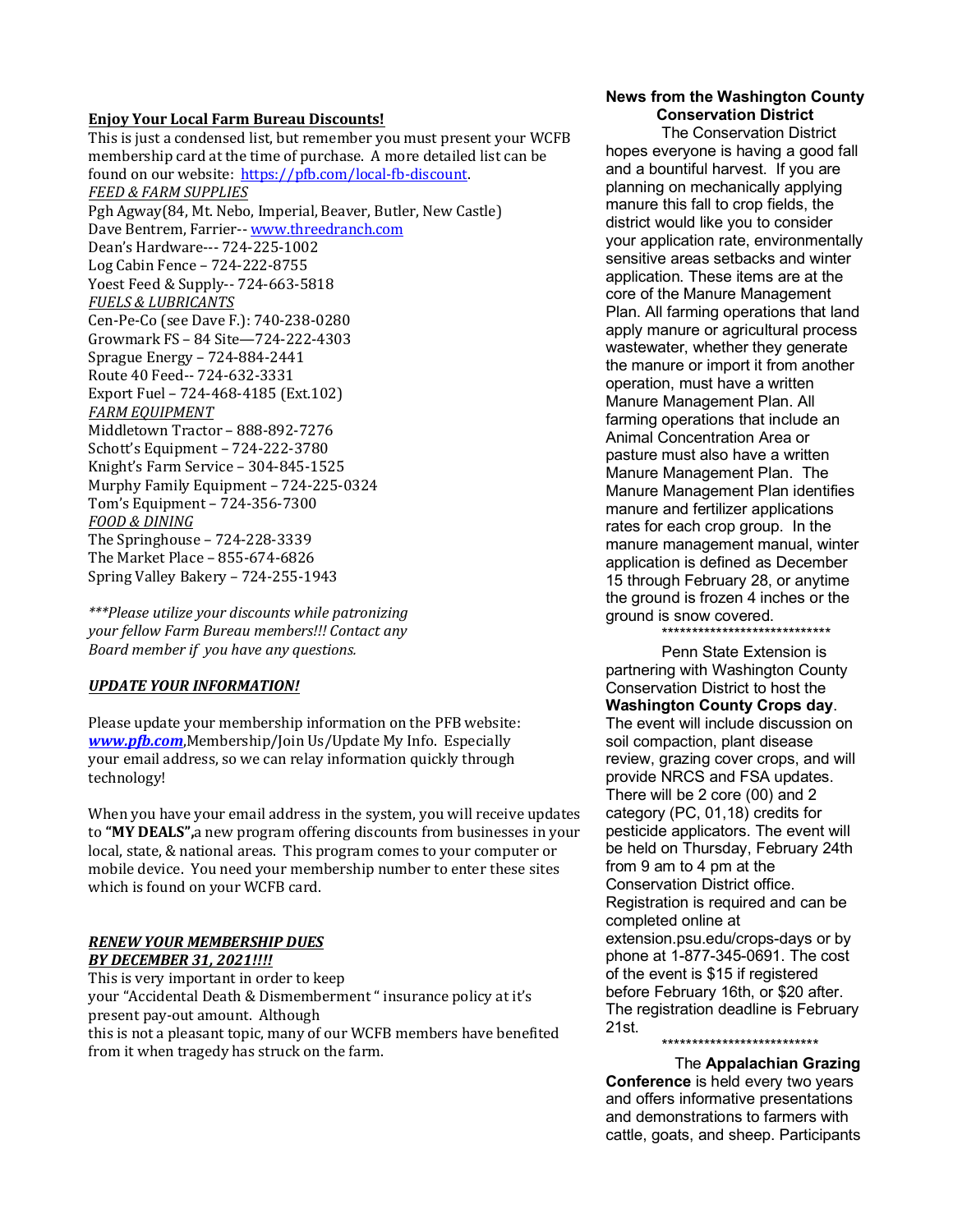**Enjoy Your Local Farm Bureau Discounts!**

This is just a condensed list, but remember you must present your WCFB membership card at the time of purchase. A more detailed list can be found on our website: https://pfb.com/local-fb-discount.

*FEED & FARM SUPPLIES*

Pgh Agway(84, Mt. Nebo, Imperial, Beaver, Butler, New Castle)
Dave Bentrem, Farrier-- www.threedranch.com
Dean's Hardware--- 724-225-1002
Log Cabin Fence – 724-222-8755
Yoest Feed & Supply-- 724-663-5818

*FUELS & LUBRICANTS*

Cen-Pe-Co (see Dave F.): 740-238-0280
Growmark FS – 84 Site—724-222-4303
Sprague Energy – 724-884-2441
Route 40 Feed-- 724-632-3331
Export Fuel – 724-468-4185 (Ext.102)

*FARM EQUIPMENT*

Middletown Tractor – 888-892-7276
Schott's Equipment – 724-222-3780
Knight's Farm Service – 304-845-1525
Murphy Family Equipment – 724-225-0324
Tom's Equipment – 724-356-7300

*FOOD & DINING*

The Springhouse – 724-228-3339
The Market Place – 855-674-6826
Spring Valley Bakery – 724-255-1943

****Please utilize your discounts while patronizing your fellow Farm Bureau members!!! Contact any Board member if you have any questions.*

***UPDATE YOUR INFORMATION!***

Please update your membership information on the PFB website: ***www.pfb.com***,Membership/Join Us/Update My Info. Especially your email address, so we can relay information quickly through technology!

When you have your email address in the system, you will receive updates to **"MY DEALS",**a new program offering discounts from businesses in your local, state, & national areas. This program comes to your computer or mobile device. You need your membership number to enter these sites which is found on your WCFB card.

***RENEW YOUR MEMBERSHIP DUES BY DECEMBER 31, 2021!!!!***

This is very important in order to keep your "Accidental Death & Dismemberment " insurance policy at it's present pay-out amount. Although this is not a pleasant topic, many of our WCFB members have benefited from it when tragedy has struck on the farm.

**News from the Washington County Conservation District**

The Conservation District hopes everyone is having a good fall and a bountiful harvest. If you are planning on mechanically applying manure this fall to crop fields, the district would like you to consider your application rate, environmentally sensitive areas setbacks and winter application. These items are at the core of the Manure Management Plan. All farming operations that land apply manure or agricultural process wastewater, whether they generate the manure or import it from another operation, must have a written Manure Management Plan. All farming operations that include an Animal Concentration Area or pasture must also have a written Manure Management Plan. The Manure Management Plan identifies manure and fertilizer applications rates for each crop group. In the manure management manual, winter application is defined as December 15 through February 28, or anytime the ground is frozen 4 inches or the ground is snow covered.

****************************

Penn State Extension is partnering with Washington County Conservation District to host the **Washington County Crops day**. The event will include discussion on soil compaction, plant disease review, grazing cover crops, and will provide NRCS and FSA updates. There will be 2 core (00) and 2 category (PC, 01,18) credits for pesticide applicators. The event will be held on Thursday, February 24th from 9 am to 4 pm at the Conservation District office. Registration is required and can be completed online at extension.psu.edu/crops-days or by phone at 1-877-345-0691. The cost of the event is $15 if registered before February 16th, or $20 after. The registration deadline is February 21st.

**************************

The **Appalachian Grazing Conference** is held every two years and offers informative presentations and demonstrations to farmers with cattle, goats, and sheep. Participants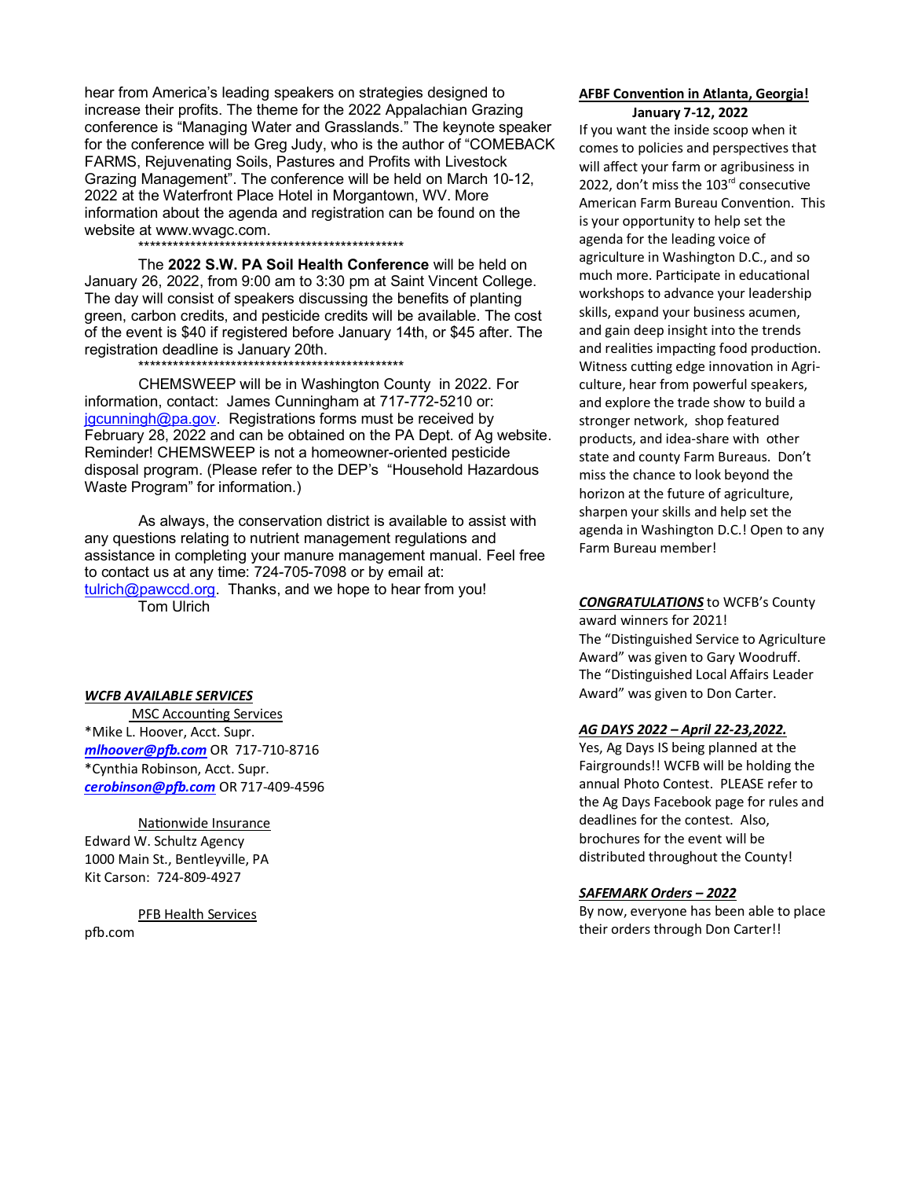hear from America's leading speakers on strategies designed to increase their profits. The theme for the 2022 Appalachian Grazing conference is "Managing Water and Grasslands." The keynote speaker for the conference will be Greg Judy, who is the author of "COMEBACK FARMS, Rejuvenating Soils, Pastures and Profits with Livestock Grazing Management". The conference will be held on March 10-12, 2022 at the Waterfront Place Hotel in Morgantown, WV. More information about the agenda and registration can be found on the website at www.wvagc.com.

\*\*\*\*\*\*\*\*\*\*\*\*\*\*\*\*\*\*\*\*\*\*\*\*\*\*\*\*\*\*\*\*\*\*\*\*\*\*\*\*\*\*\*\*\*\*\*\*

The **2022 S.W. PA Soil Health Conference** will be held on January 26, 2022, from 9:00 am to 3:30 pm at Saint Vincent College. The day will consist of speakers discussing the benefits of planting green, carbon credits, and pesticide credits will be available. The cost of the event is $40 if registered before January 14th, or $45 after. The registration deadline is January 20th.

\*\*\*\*\*\*\*\*\*\*\*\*\*\*\*\*\*\*\*\*\*\*\*\*\*\*\*\*\*\*\*\*\*\*\*\*\*\*\*\*\*\*\*\*\*\*\*\*

CHEMSWEEP will be in Washington County in 2022. For information, contact: James Cunningham at 717-772-5210 or: jgcunningh@pa.gov. Registrations forms must be received by February 28, 2022 and can be obtained on the PA Dept. of Ag website. Reminder! CHEMSWEEP is not a homeowner-oriented pesticide disposal program. (Please refer to the DEP's "Household Hazardous Waste Program" for information.)

As always, the conservation district is available to assist with any questions relating to nutrient management regulations and assistance in completing your manure management manual. Feel free to contact us at any time: 724-705-7098 or by email at: tulrich@pawccd.org. Thanks, and we hope to hear from you!

Tom Ulrich

### ***WCFB AVAILABLE SERVICES***

MSC Accounting Services

\*Mike L. Hoover, Acct. Supr.
***mlhoover@pfb.com*** OR 717-710-8716

\*Cynthia Robinson, Acct. Supr.
***cerobinson@pfb.com*** OR 717-409-4596

Nationwide Insurance

Edward W. Schultz Agency
1000 Main St., Bentleyville, PA
Kit Carson: 724-809-4927

PFB Health Services

pfb.com

### **AFBF Convention in Atlanta, Georgia!**
**January 7-12, 2022**

If you want the inside scoop when it comes to policies and perspectives that will affect your farm or agribusiness in 2022, don't miss the 103rd consecutive American Farm Bureau Convention. This is your opportunity to help set the agenda for the leading voice of agriculture in Washington D.C., and so much more. Participate in educational workshops to advance your leadership skills, expand your business acumen, and gain deep insight into the trends and realities impacting food production. Witness cutting edge innovation in Agriculture, hear from powerful speakers, and explore the trade show to build a stronger network, shop featured products, and idea-share with other state and county Farm Bureaus. Don't miss the chance to look beyond the horizon at the future of agriculture, sharpen your skills and help set the agenda in Washington D.C.! Open to any Farm Bureau member!

***CONGRATULATIONS*** to WCFB's County award winners for 2021!
The "Distinguished Service to Agriculture Award" was given to Gary Woodruff.
The "Distinguished Local Affairs Leader Award" was given to Don Carter.

### ***AG DAYS 2022 – April 22-23,2022.***

Yes, Ag Days IS being planned at the Fairgrounds!! WCFB will be holding the annual Photo Contest. PLEASE refer to the Ag Days Facebook page for rules and deadlines for the contest. Also, brochures for the event will be distributed throughout the County!

### ***SAFEMARK Orders – 2022***

By now, everyone has been able to place their orders through Don Carter!!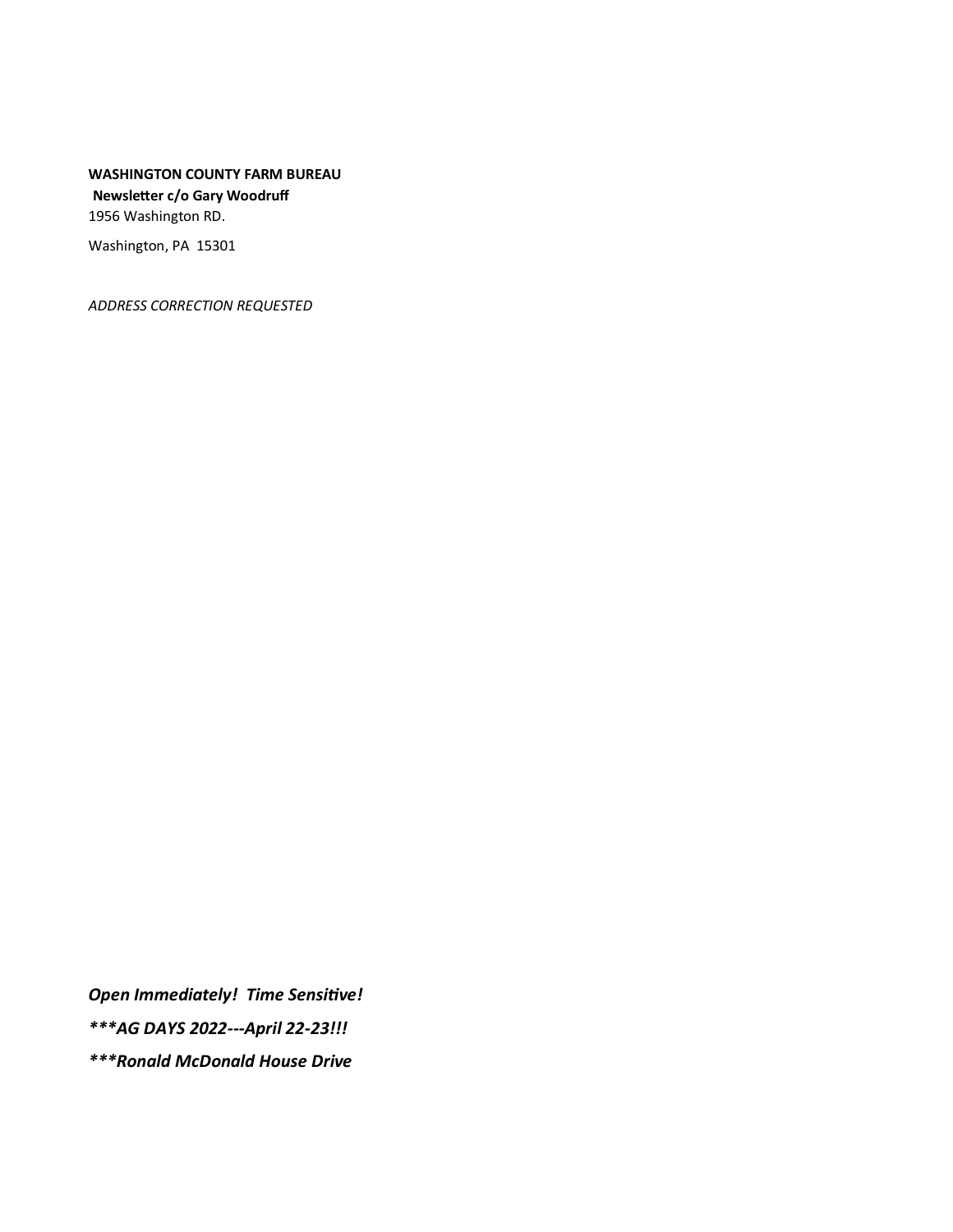**WASHINGTON COUNTY FARM BUREAU**
**Newsletter c/o Gary Woodruff**
1956 Washington RD.

Washington, PA 15301

*ADDRESS CORRECTION REQUESTED*

***Open Immediately! Time Sensitive!***

****\*\*AG DAYS 2022---April 22-23!!!***

****\*\*Ronald McDonald House Drive***